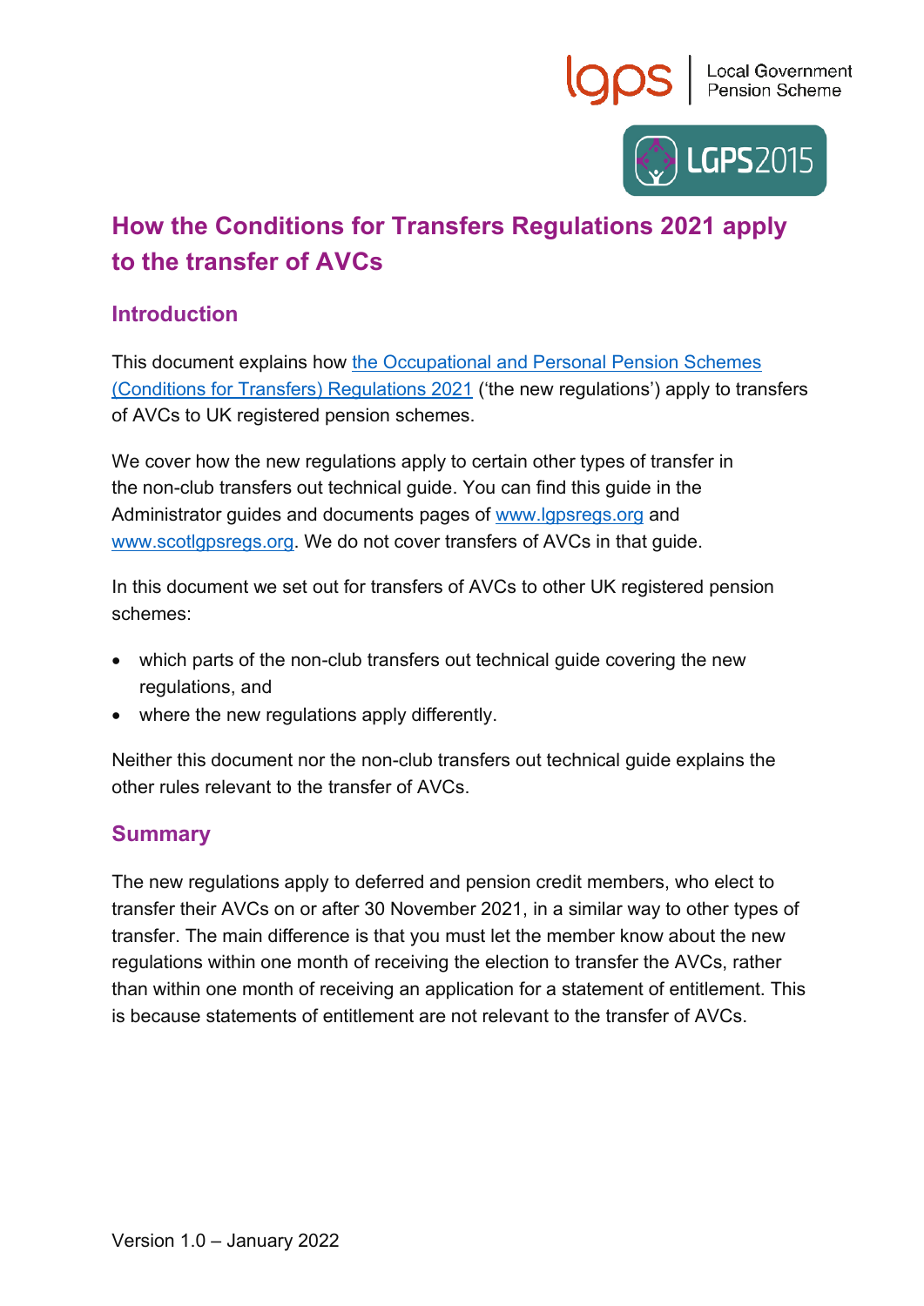# How the Conditions for Transfers Regulations 2021 apply to the transfer of AVCs

## Introduction

This document explains how [the Occupational and Personal Pension Schemes (Conditions for Transfers) Regulations 2021]() ('the new regulations') apply to transfers of AVCs to UK registered pension schemes.

We cover how the new regulations apply to certain other types of transfer in the non-club transfers out technical guide. You can find this guide in the Administrator guides and documents pages of [www.lgpsregs.org]() and [www.scotlgpsregs.org](). We do not cover transfers of AVCs in that guide.

In this document we set out for transfers of AVCs to other UK registered pension schemes:

- which parts of the non-club transfers out technical guide covering the new regulations, and
- where the new regulations apply differently.

Neither this document nor the non-club transfers out technical guide explains the other rules relevant to the transfer of AVCs.

## Summary

The new regulations apply to deferred and pension credit members, who elect to transfer their AVCs on or after 30 November 2021, in a similar way to other types of transfer. The main difference is that you must let the member know about the new regulations within one month of receiving the election to transfer the AVCs, rather than within one month of receiving an application for a statement of entitlement. This is because statements of entitlement are not relevant to the transfer of AVCs.

Version 1.0 – January 2022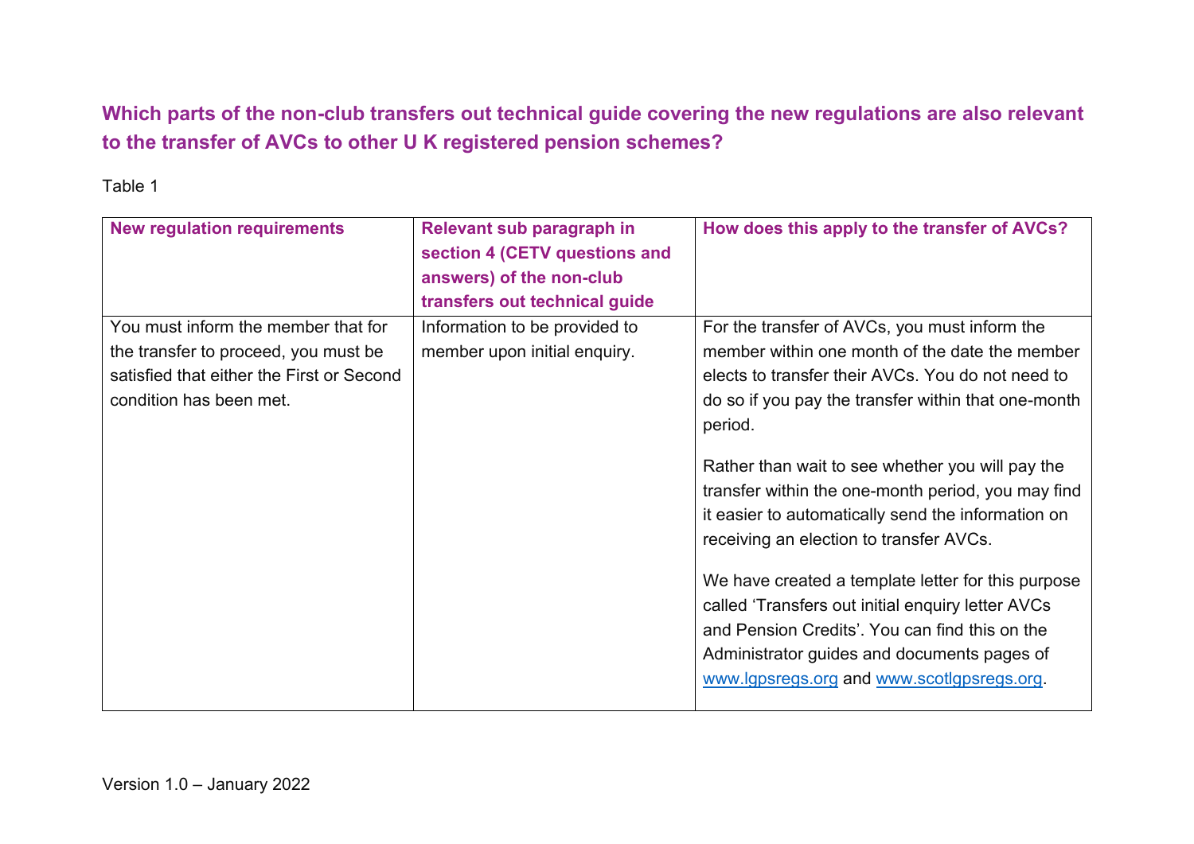## Which parts of the non-club transfers out technical guide covering the new regulations are also relevant to the transfer of AVCs to other U K registered pension schemes?

Table 1

| New regulation requirements | Relevant sub paragraph in section 4 (CETV questions and answers) of the non-club transfers out technical guide | How does this apply to the transfer of AVCs? |
|---|---|---|
| You must inform the member that for the transfer to proceed, you must be satisfied that either the First or Second condition has been met. | Information to be provided to member upon initial enquiry. | For the transfer of AVCs, you must inform the member within one month of the date the member elects to transfer their AVCs. You do not need to do so if you pay the transfer within that one-month period.<br><br>Rather than wait to see whether you will pay the transfer within the one-month period, you may find it easier to automatically send the information on receiving an election to transfer AVCs.<br><br>We have created a template letter for this purpose called 'Transfers out initial enquiry letter AVCs and Pension Credits'. You can find this on the Administrator guides and documents pages of [www.lgpsregs.org](http://www.lgpsregs.org) and [www.scotlgpsregs.org](http://www.scotlgpsregs.org). |

Version 1.0 – January 2022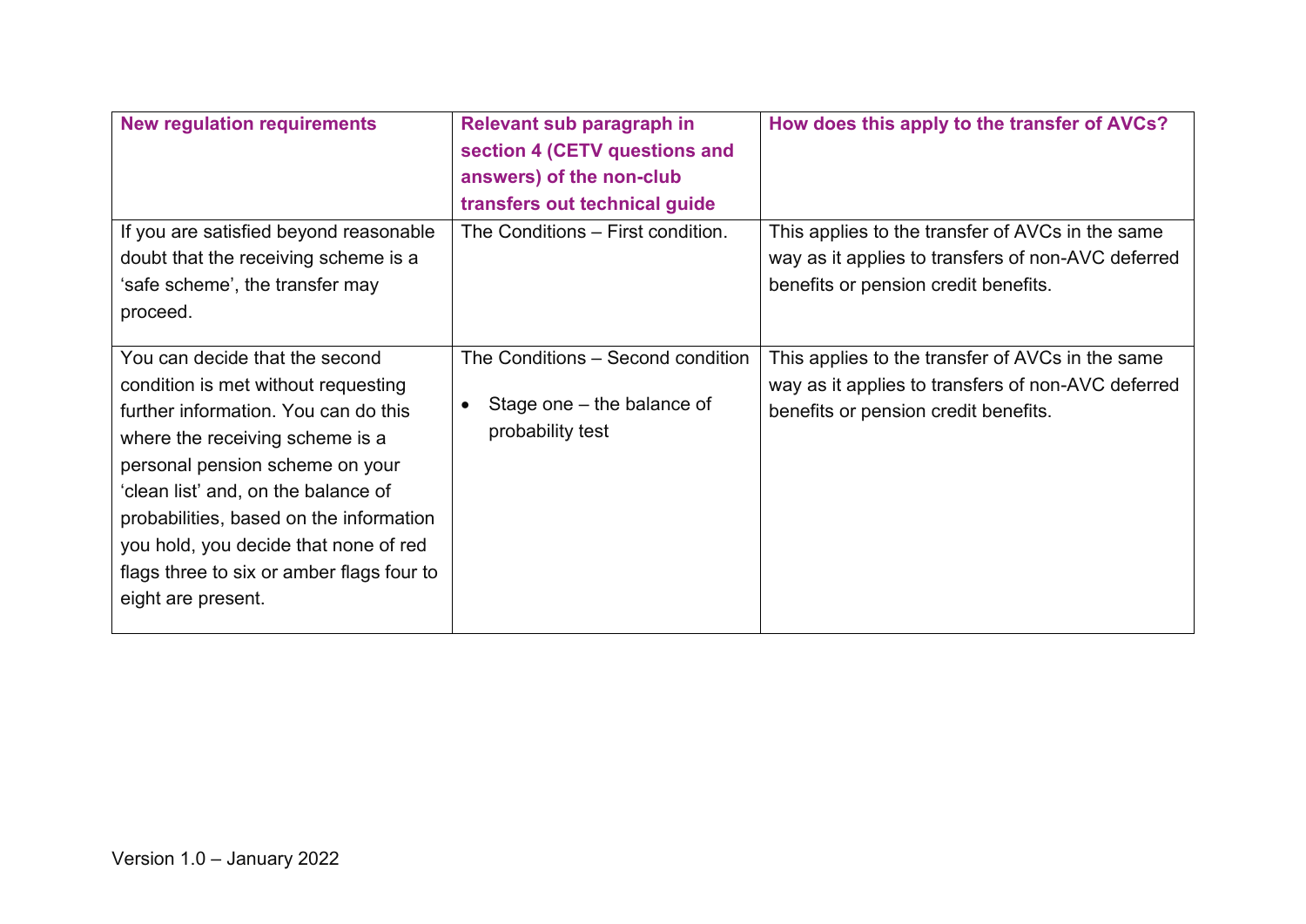| New regulation requirements | Relevant sub paragraph in section 4 (CETV questions and answers) of the non-club transfers out technical guide | How does this apply to the transfer of AVCs? |
|---|---|---|
| If you are satisfied beyond reasonable doubt that the receiving scheme is a 'safe scheme', the transfer may proceed. | The Conditions – First condition. | This applies to the transfer of AVCs in the same way as it applies to transfers of non-AVC deferred benefits or pension credit benefits. |
| You can decide that the second condition is met without requesting further information. You can do this where the receiving scheme is a personal pension scheme on your 'clean list' and, on the balance of probabilities, based on the information you hold, you decide that none of red flags three to six or amber flags four to eight are present. | The Conditions – Second condition<br>• Stage one – the balance of probability test | This applies to the transfer of AVCs in the same way as it applies to transfers of non-AVC deferred benefits or pension credit benefits. |

Version 1.0 – January 2022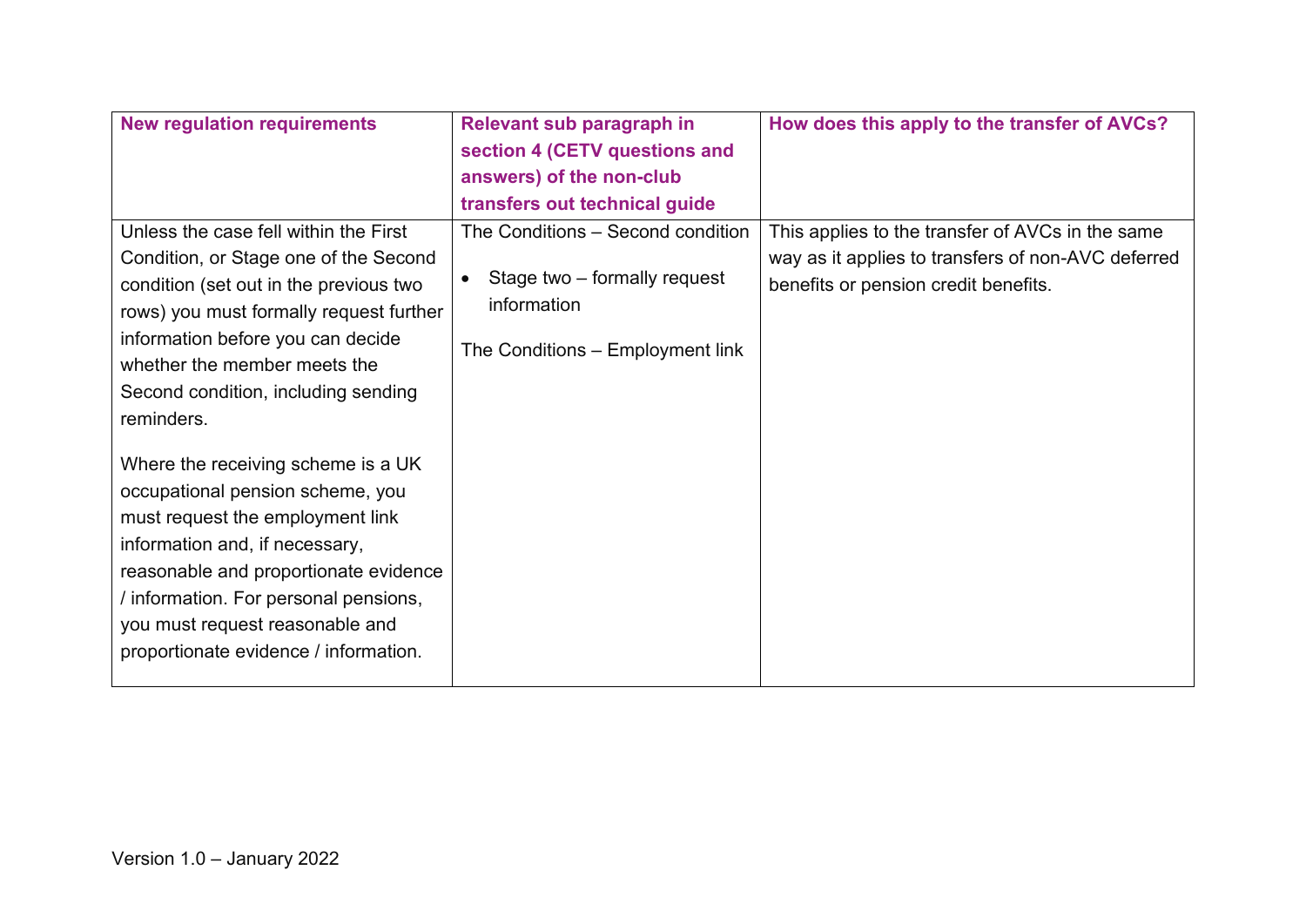| New regulation requirements | Relevant sub paragraph in section 4 (CETV questions and answers) of the non-club transfers out technical guide | How does this apply to the transfer of AVCs? |
|---|---|---|
| Unless the case fell within the First Condition, or Stage one of the Second condition (set out in the previous two rows) you must formally request further information before you can decide whether the member meets the Second condition, including sending reminders.<br><br>Where the receiving scheme is a UK occupational pension scheme, you must request the employment link information and, if necessary, reasonable and proportionate evidence / information. For personal pensions, you must request reasonable and proportionate evidence / information. | The Conditions – Second condition<br><br>• Stage two – formally request information<br><br>The Conditions – Employment link | This applies to the transfer of AVCs in the same way as it applies to transfers of non-AVC deferred benefits or pension credit benefits. |

Version 1.0 – January 2022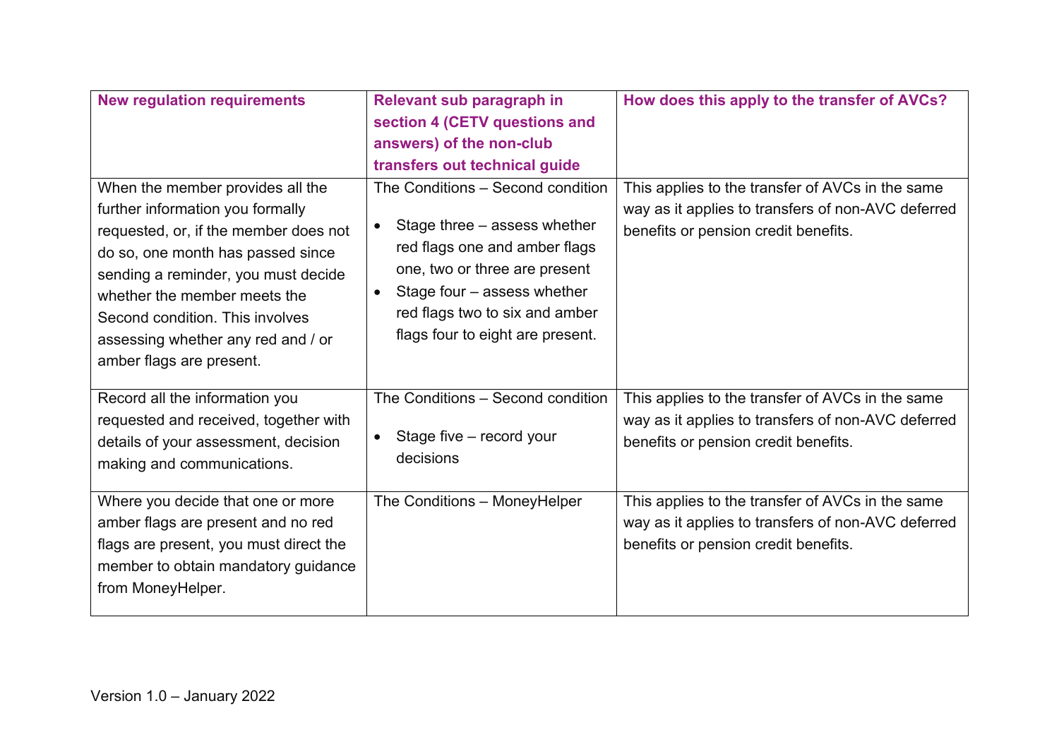| New regulation requirements | Relevant sub paragraph in section 4 (CETV questions and answers) of the non-club transfers out technical guide | How does this apply to the transfer of AVCs? |
|---|---|---|
| When the member provides all the further information you formally requested, or, if the member does not do so, one month has passed since sending a reminder, you must decide whether the member meets the Second condition. This involves assessing whether any red and / or amber flags are present. | The Conditions – Second condition<br><br>• Stage three – assess whether red flags one and amber flags one, two or three are present<br>• Stage four – assess whether red flags two to six and amber flags four to eight are present. | This applies to the transfer of AVCs in the same way as it applies to transfers of non-AVC deferred benefits or pension credit benefits. |
| Record all the information you requested and received, together with details of your assessment, decision making and communications. | The Conditions – Second condition<br><br>• Stage five – record your decisions | This applies to the transfer of AVCs in the same way as it applies to transfers of non-AVC deferred benefits or pension credit benefits. |
| Where you decide that one or more amber flags are present and no red flags are present, you must direct the member to obtain mandatory guidance from MoneyHelper. | The Conditions – MoneyHelper | This applies to the transfer of AVCs in the same way as it applies to transfers of non-AVC deferred benefits or pension credit benefits. |

Version 1.0 – January 2022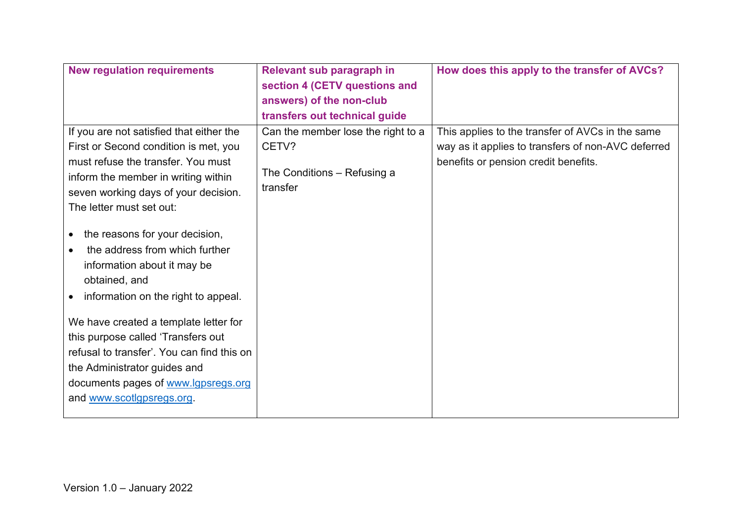| New regulation requirements | Relevant sub paragraph in section 4 (CETV questions and answers) of the non-club transfers out technical guide | How does this apply to the transfer of AVCs? |
|---|---|---|
| If you are not satisfied that either the First or Second condition is met, you must refuse the transfer. You must inform the member in writing within seven working days of your decision. The letter must set out:<br><br>• the reasons for your decision,<br>• the address from which further information about it may be obtained, and<br>• information on the right to appeal.<br><br>We have created a template letter for this purpose called 'Transfers out refusal to transfer'. You can find this on the Administrator guides and documents pages of [www.lgpsregs.org](http://www.lgpsregs.org) and [www.scotlgpsregs.org](http://www.scotlgpsregs.org). | Can the member lose the right to a CETV?<br><br>The Conditions – Refusing a transfer | This applies to the transfer of AVCs in the same way as it applies to transfers of non-AVC deferred benefits or pension credit benefits. |

Version 1.0 – January 2022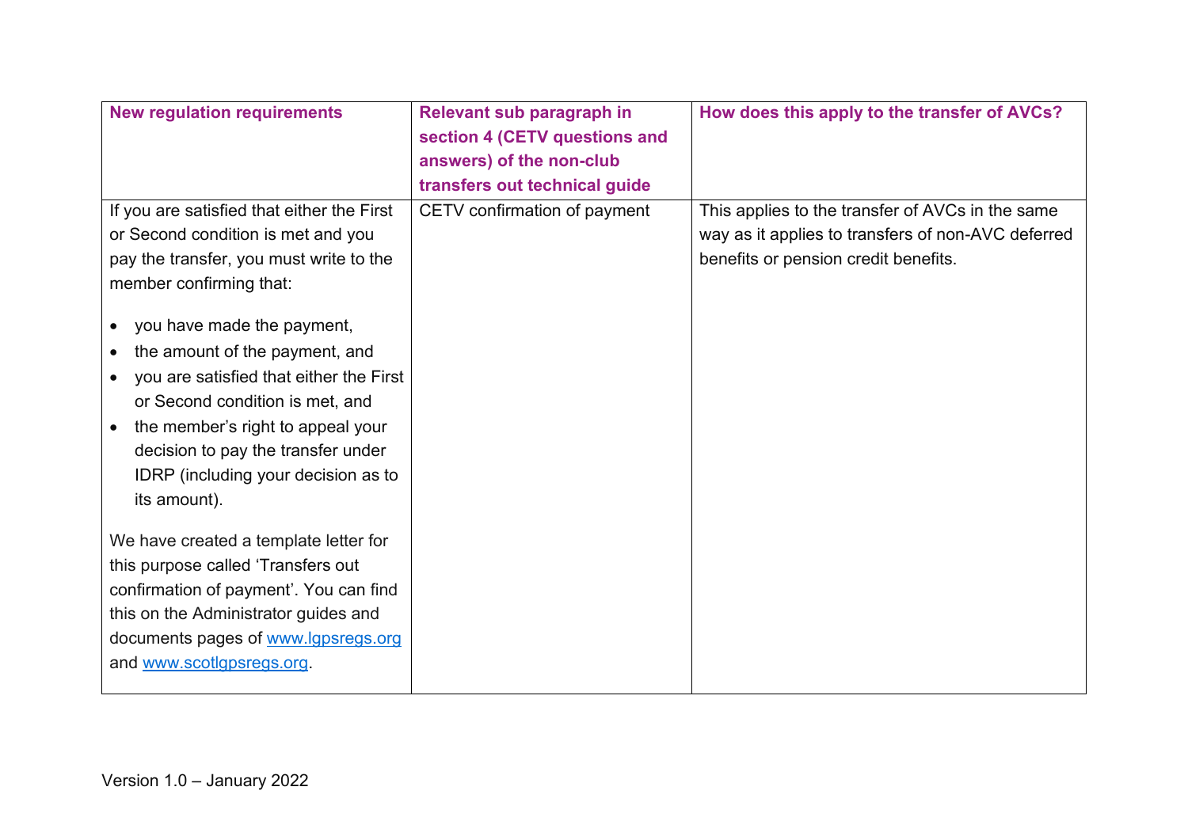| New regulation requirements | Relevant sub paragraph in section 4 (CETV questions and answers) of the non-club transfers out technical guide | How does this apply to the transfer of AVCs? |
|---|---|---|
| If you are satisfied that either the First or Second condition is met and you pay the transfer, you must write to the member confirming that:<br><br>• you have made the payment,<br>• the amount of the payment, and<br>• you are satisfied that either the First or Second condition is met, and<br>• the member's right to appeal your decision to pay the transfer under IDRP (including your decision as to its amount).<br><br>We have created a template letter for this purpose called 'Transfers out confirmation of payment'. You can find this on the Administrator guides and documents pages of [www.lgpsregs.org](http://www.lgpsregs.org) and [www.scotlgpsregs.org](http://www.scotlgpsregs.org). | CETV confirmation of payment | This applies to the transfer of AVCs in the same way as it applies to transfers of non-AVC deferred benefits or pension credit benefits. |

Version 1.0 – January 2022